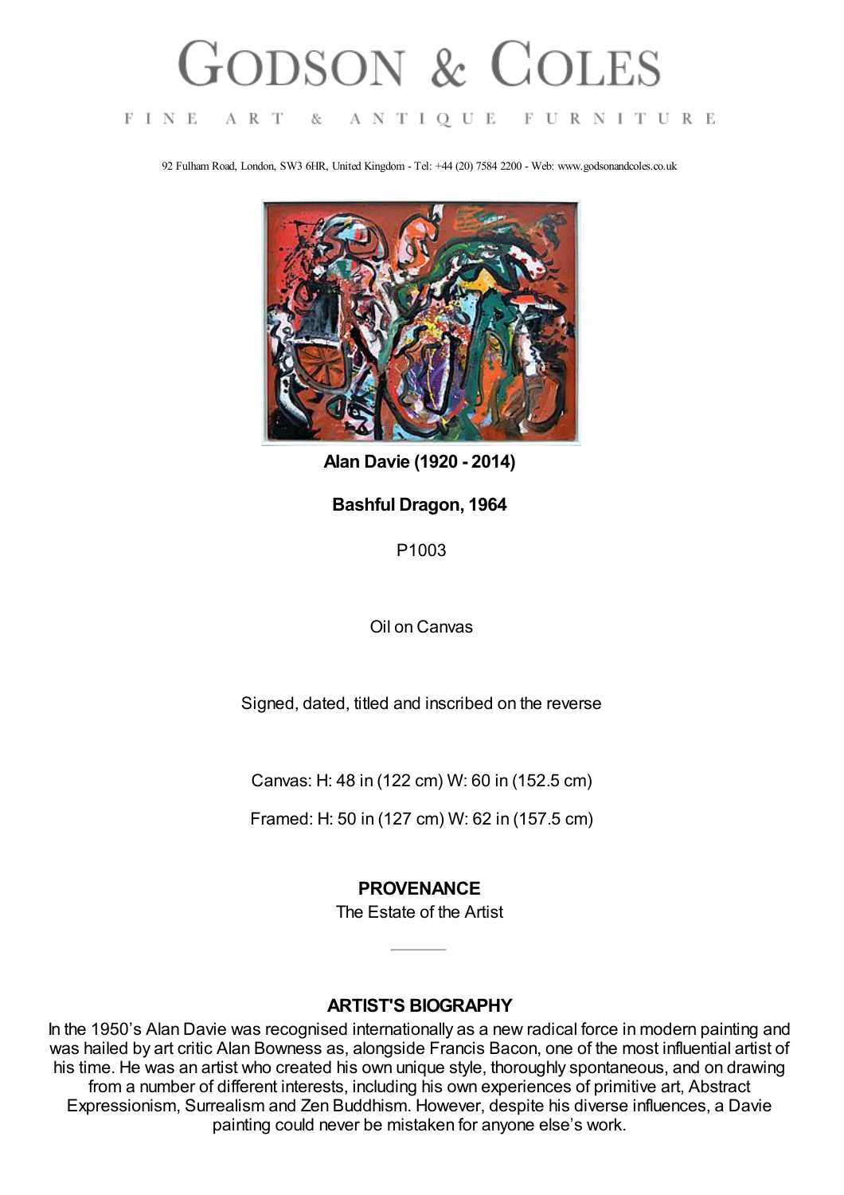# GODSON & COLES

FINE ART & ANTIQUE FURNITURE

92 Fulham Road, London, SW3 6HR, United Kingdom - Tel: +44 (20) 7584 2200 - Web: www.godsonandcoles.co.uk

**Alan Davie (1920 - 2014)**

**Bashful Dragon, 1964**

P1003

Oil on Canvas

Signed, dated, titled and inscribed on the reverse

Canvas: H: 48 in (122 cm) W: 60 in (152.5 cm)

Framed: H: 50 in (127 cm) W: 62 in (157.5 cm)

**PROVENANCE**

The Estate of the Artist

---

**ARTIST'S BIOGRAPHY**

In the 1950's Alan Davie was recognised internationally as a new radical force in modern painting and was hailed by art critic Alan Bowness as, alongside Francis Bacon, one of the most influential artist of his time. He was an artist who created his own unique style, thoroughly spontaneous, and on drawing from a number of different interests, including his own experiences of primitive art, Abstract Expressionism, Surrealism and Zen Buddhism. However, despite his diverse influences, a Davie painting could never be mistaken for anyone else's work.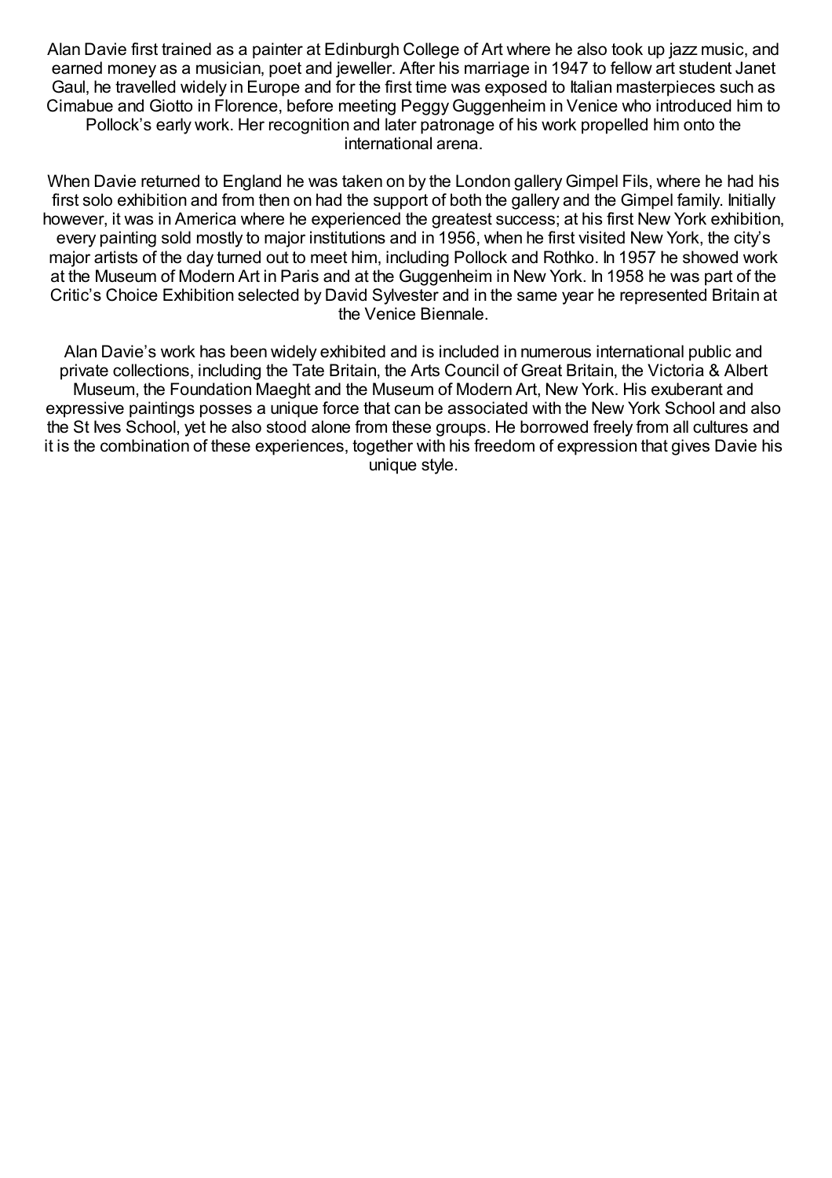Alan Davie first trained as a painter at Edinburgh College of Art where he also took up jazz music, and earned money as a musician, poet and jeweller. After his marriage in 1947 to fellow art student Janet Gaul, he travelled widely in Europe and for the first time was exposed to Italian masterpieces such as Cimabue and Giotto in Florence, before meeting Peggy Guggenheim in Venice who introduced him to Pollock's early work. Her recognition and later patronage of his work propelled him onto the international arena.

When Davie returned to England he was taken on by the London gallery Gimpel Fils, where he had his first solo exhibition and from then on had the support of both the gallery and the Gimpel family. Initially however, it was in America where he experienced the greatest success; at his first New York exhibition, every painting sold mostly to major institutions and in 1956, when he first visited New York, the city's major artists of the day turned out to meet him, including Pollock and Rothko. In 1957 he showed work at the Museum of Modern Art in Paris and at the Guggenheim in New York. In 1958 he was part of the Critic's Choice Exhibition selected by David Sylvester and in the same year he represented Britain at the Venice Biennale.

Alan Davie's work has been widely exhibited and is included in numerous international public and private collections, including the Tate Britain, the Arts Council of Great Britain, the Victoria & Albert Museum, the Foundation Maeght and the Museum of Modern Art, New York. His exuberant and expressive paintings posses a unique force that can be associated with the New York School and also the St Ives School, yet he also stood alone from these groups. He borrowed freely from all cultures and it is the combination of these experiences, together with his freedom of expression that gives Davie his unique style.